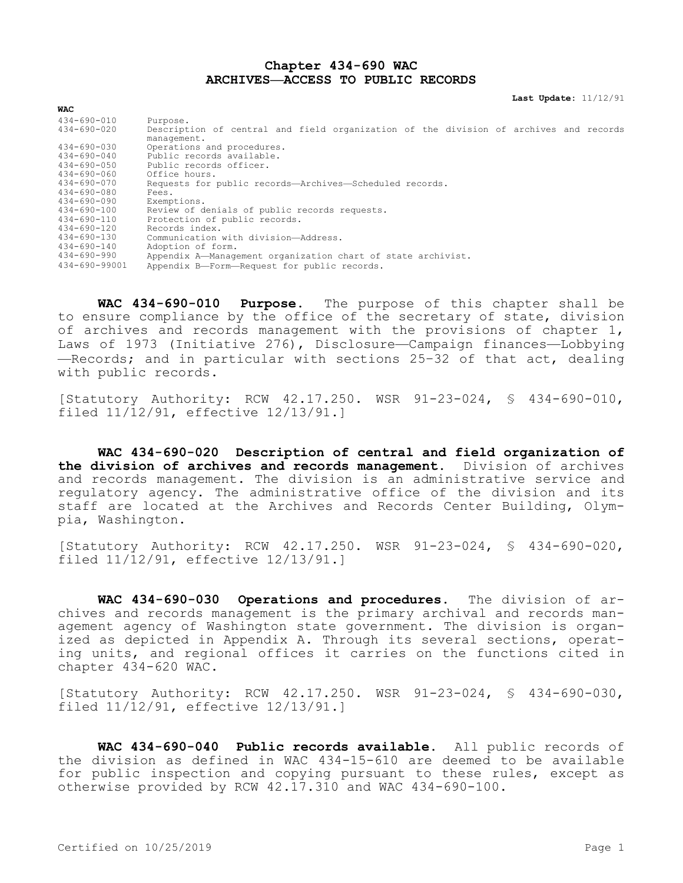# Chapter 434-690 WAC
# ARCHIVES—ACCESS TO PUBLIC RECORDS

**Last Update:** 11/12/91

| **WAC** | |
|---|---|
| 434-690-010 | Purpose. |
| 434-690-020 | Description of central and field organization of the division of archives and records management. |
| 434-690-030 | Operations and procedures. |
| 434-690-040 | Public records available. |
| 434-690-050 | Public records officer. |
| 434-690-060 | Office hours. |
| 434-690-070 | Requests for public records—Archives—Scheduled records. |
| 434-690-080 | Fees. |
| 434-690-090 | Exemptions. |
| 434-690-100 | Review of denials of public records requests. |
| 434-690-110 | Protection of public records. |
| 434-690-120 | Records index. |
| 434-690-130 | Communication with division—Address. |
| 434-690-140 | Adoption of form. |
| 434-690-990 | Appendix A—Management organization chart of state archivist. |
| 434-690-99001 | Appendix B—Form—Request for public records. |

**WAC 434-690-010 Purpose.** The purpose of this chapter shall be to ensure compliance by the office of the secretary of state, division of archives and records management with the provisions of chapter 1, Laws of 1973 (Initiative 276), Disclosure—Campaign finances—Lobbying—Records; and in particular with sections 25-32 of that act, dealing with public records.

[Statutory Authority: RCW 42.17.250. WSR 91-23-024, § 434-690-010, filed 11/12/91, effective 12/13/91.]

**WAC 434-690-020 Description of central and field organization of the division of archives and records management.** Division of archives and records management. The division is an administrative service and regulatory agency. The administrative office of the division and its staff are located at the Archives and Records Center Building, Olympia, Washington.

[Statutory Authority: RCW 42.17.250. WSR 91-23-024, § 434-690-020, filed 11/12/91, effective 12/13/91.]

**WAC 434-690-030 Operations and procedures.** The division of archives and records management is the primary archival and records management agency of Washington state government. The division is organized as depicted in Appendix A. Through its several sections, operating units, and regional offices it carries on the functions cited in chapter 434-620 WAC.

[Statutory Authority: RCW 42.17.250. WSR 91-23-024, § 434-690-030, filed 11/12/91, effective 12/13/91.]

**WAC 434-690-040 Public records available.** All public records of the division as defined in WAC 434-15-610 are deemed to be available for public inspection and copying pursuant to these rules, except as otherwise provided by RCW 42.17.310 and WAC 434-690-100.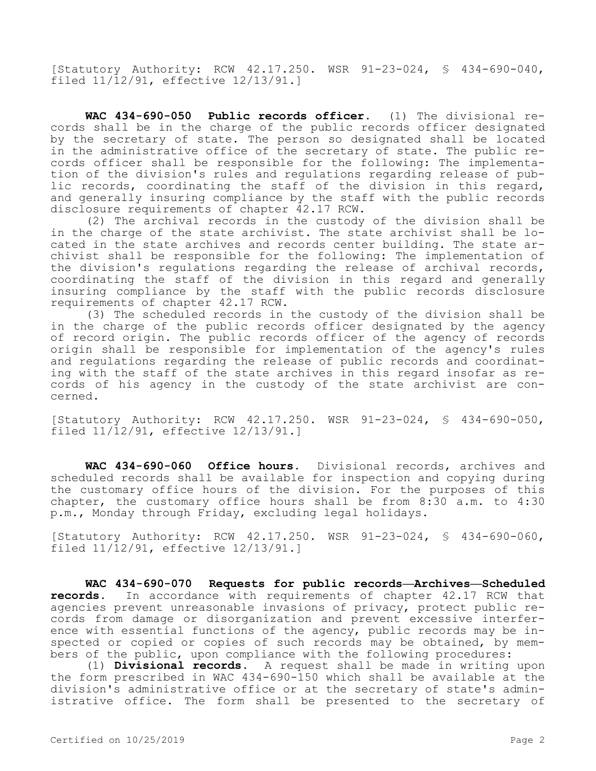[Statutory Authority: RCW 42.17.250. WSR 91-23-024, § 434-690-040, filed 11/12/91, effective 12/13/91.]

**WAC 434-690-050 Public records officer.** (1) The divisional records shall be in the charge of the public records officer designated by the secretary of state. The person so designated shall be located in the administrative office of the secretary of state. The public records officer shall be responsible for the following: The implementation of the division's rules and regulations regarding release of public records, coordinating the staff of the division in this regard, and generally insuring compliance by the staff with the public records disclosure requirements of chapter 42.17 RCW.

(2) The archival records in the custody of the division shall be in the charge of the state archivist. The state archivist shall be located in the state archives and records center building. The state archivist shall be responsible for the following: The implementation of the division's regulations regarding the release of archival records, coordinating the staff of the division in this regard and generally insuring compliance by the staff with the public records disclosure requirements of chapter 42.17 RCW.

(3) The scheduled records in the custody of the division shall be in the charge of the public records officer designated by the agency of record origin. The public records officer of the agency of records origin shall be responsible for implementation of the agency's rules and regulations regarding the release of public records and coordinating with the staff of the state archives in this regard insofar as records of his agency in the custody of the state archivist are concerned.

[Statutory Authority: RCW 42.17.250. WSR 91-23-024, § 434-690-050, filed 11/12/91, effective 12/13/91.]

**WAC 434-690-060 Office hours.** Divisional records, archives and scheduled records shall be available for inspection and copying during the customary office hours of the division. For the purposes of this chapter, the customary office hours shall be from 8:30 a.m. to 4:30 p.m., Monday through Friday, excluding legal holidays.

[Statutory Authority: RCW 42.17.250. WSR 91-23-024, § 434-690-060, filed 11/12/91, effective 12/13/91.]

**WAC 434-690-070 Requests for public records—Archives—Scheduled records.** In accordance with requirements of chapter 42.17 RCW that agencies prevent unreasonable invasions of privacy, protect public records from damage or disorganization and prevent excessive interference with essential functions of the agency, public records may be inspected or copied or copies of such records may be obtained, by members of the public, upon compliance with the following procedures:

(1) **Divisional records.** A request shall be made in writing upon the form prescribed in WAC 434-690-150 which shall be available at the division's administrative office or at the secretary of state's administrative office. The form shall be presented to the secretary of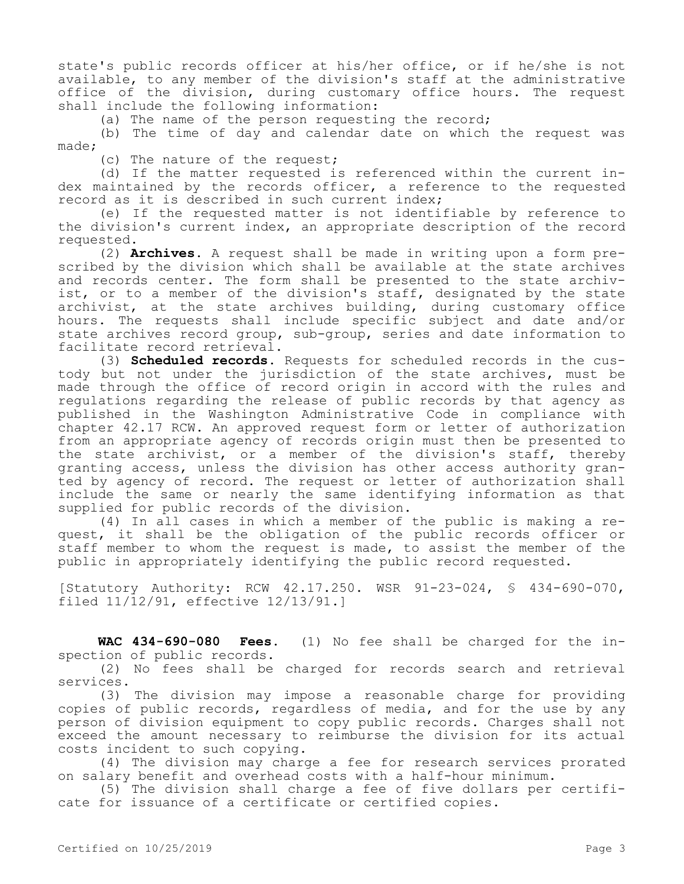state's public records officer at his/her office, or if he/she is not available, to any member of the division's staff at the administrative office of the division, during customary office hours. The request shall include the following information:

(a) The name of the person requesting the record;

(b) The time of day and calendar date on which the request was made;

(c) The nature of the request;

(d) If the matter requested is referenced within the current index maintained by the records officer, a reference to the requested record as it is described in such current index;

(e) If the requested matter is not identifiable by reference to the division's current index, an appropriate description of the record requested.

(2) **Archives.** A request shall be made in writing upon a form prescribed by the division which shall be available at the state archives and records center. The form shall be presented to the state archivist, or to a member of the division's staff, designated by the state archivist, at the state archives building, during customary office hours. The requests shall include specific subject and date and/or state archives record group, sub-group, series and date information to facilitate record retrieval.

(3) **Scheduled records.** Requests for scheduled records in the custody but not under the jurisdiction of the state archives, must be made through the office of record origin in accord with the rules and regulations regarding the release of public records by that agency as published in the Washington Administrative Code in compliance with chapter 42.17 RCW. An approved request form or letter of authorization from an appropriate agency of records origin must then be presented to the state archivist, or a member of the division's staff, thereby granting access, unless the division has other access authority granted by agency of record. The request or letter of authorization shall include the same or nearly the same identifying information as that supplied for public records of the division.

(4) In all cases in which a member of the public is making a request, it shall be the obligation of the public records officer or staff member to whom the request is made, to assist the member of the public in appropriately identifying the public record requested.

[Statutory Authority: RCW 42.17.250. WSR 91-23-024, § 434-690-070, filed 11/12/91, effective 12/13/91.]

**WAC 434-690-080 Fees.** (1) No fee shall be charged for the inspection of public records.

(2) No fees shall be charged for records search and retrieval services.

(3) The division may impose a reasonable charge for providing copies of public records, regardless of media, and for the use by any person of division equipment to copy public records. Charges shall not exceed the amount necessary to reimburse the division for its actual costs incident to such copying.

(4) The division may charge a fee for research services prorated on salary benefit and overhead costs with a half-hour minimum.

(5) The division shall charge a fee of five dollars per certificate for issuance of a certificate or certified copies.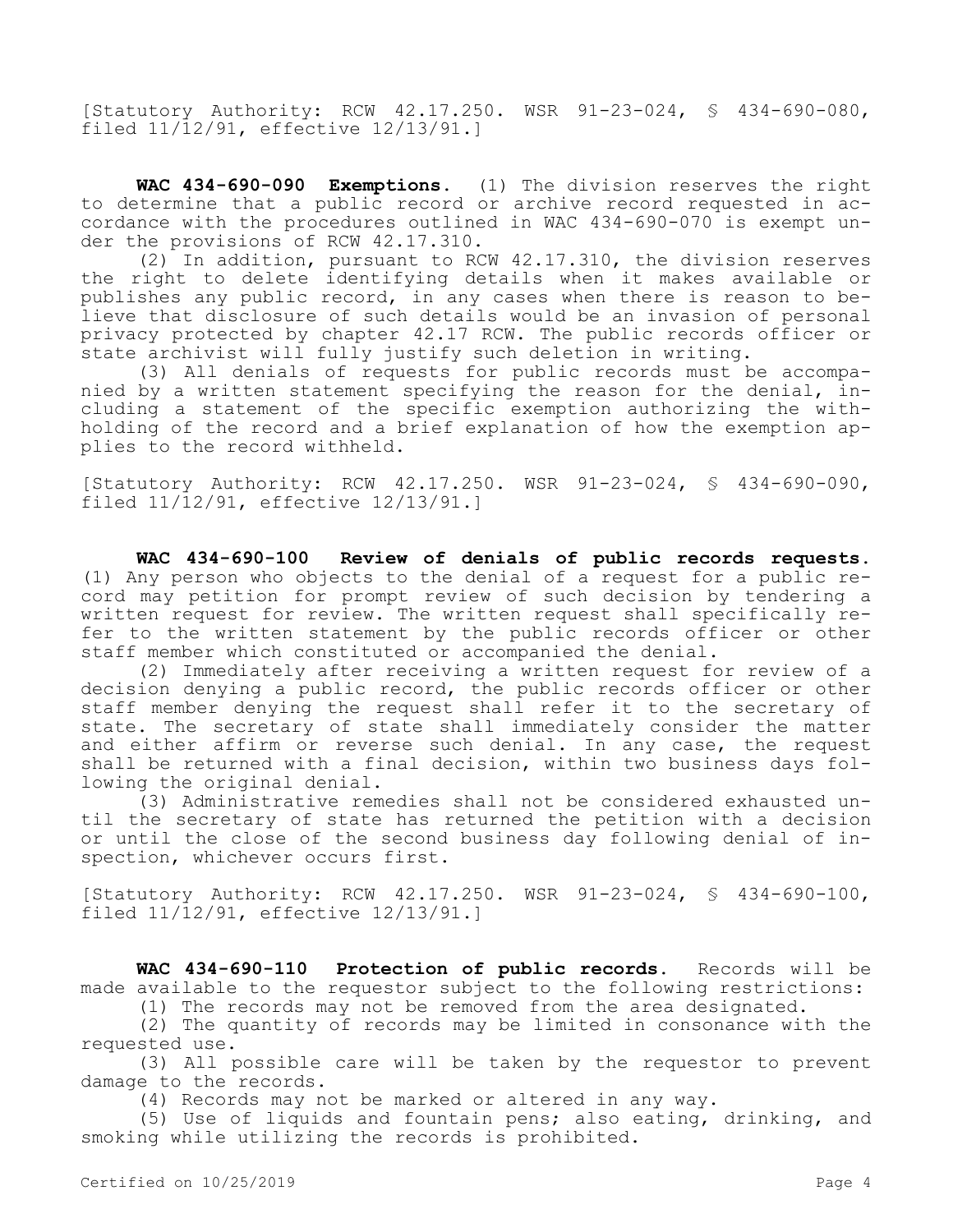[Statutory Authority: RCW 42.17.250. WSR 91-23-024, § 434-690-080, filed 11/12/91, effective 12/13/91.]

**WAC 434-690-090 Exemptions.** (1) The division reserves the right to determine that a public record or archive record requested in accordance with the procedures outlined in WAC 434-690-070 is exempt under the provisions of RCW 42.17.310.

(2) In addition, pursuant to RCW 42.17.310, the division reserves the right to delete identifying details when it makes available or publishes any public record, in any cases when there is reason to believe that disclosure of such details would be an invasion of personal privacy protected by chapter 42.17 RCW. The public records officer or state archivist will fully justify such deletion in writing.

(3) All denials of requests for public records must be accompanied by a written statement specifying the reason for the denial, including a statement of the specific exemption authorizing the withholding of the record and a brief explanation of how the exemption applies to the record withheld.

[Statutory Authority: RCW 42.17.250. WSR 91-23-024, § 434-690-090, filed 11/12/91, effective 12/13/91.]

**WAC 434-690-100 Review of denials of public records requests.** (1) Any person who objects to the denial of a request for a public record may petition for prompt review of such decision by tendering a written request for review. The written request shall specifically refer to the written statement by the public records officer or other staff member which constituted or accompanied the denial.

(2) Immediately after receiving a written request for review of a decision denying a public record, the public records officer or other staff member denying the request shall refer it to the secretary of state. The secretary of state shall immediately consider the matter and either affirm or reverse such denial. In any case, the request shall be returned with a final decision, within two business days following the original denial.

(3) Administrative remedies shall not be considered exhausted until the secretary of state has returned the petition with a decision or until the close of the second business day following denial of inspection, whichever occurs first.

[Statutory Authority: RCW 42.17.250. WSR 91-23-024, § 434-690-100, filed 11/12/91, effective 12/13/91.]

**WAC 434-690-110 Protection of public records.** Records will be made available to the requestor subject to the following restrictions:

(1) The records may not be removed from the area designated.

(2) The quantity of records may be limited in consonance with the requested use.

(3) All possible care will be taken by the requestor to prevent damage to the records.

(4) Records may not be marked or altered in any way.

(5) Use of liquids and fountain pens; also eating, drinking, and smoking while utilizing the records is prohibited.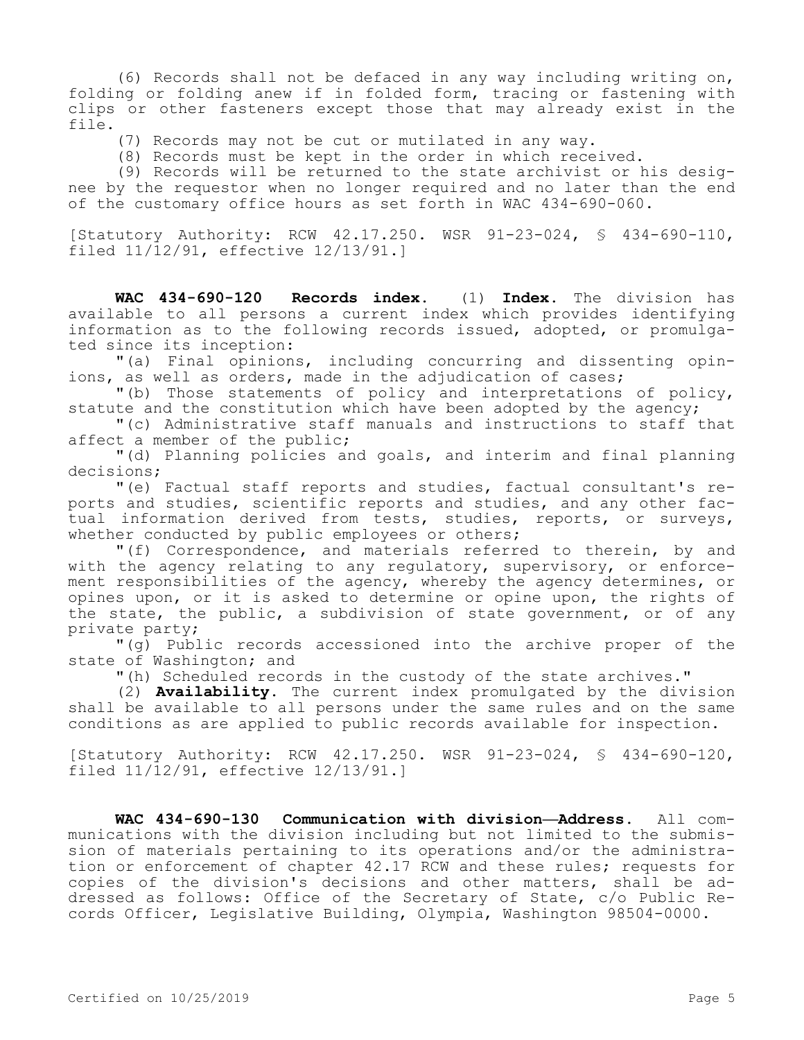(6) Records shall not be defaced in any way including writing on, folding or folding anew if in folded form, tracing or fastening with clips or other fasteners except those that may already exist in the file.

(7) Records may not be cut or mutilated in any way.

(8) Records must be kept in the order in which received.

(9) Records will be returned to the state archivist or his designee by the requestor when no longer required and no later than the end of the customary office hours as set forth in WAC 434-690-060.

[Statutory Authority: RCW 42.17.250. WSR 91-23-024, § 434-690-110, filed 11/12/91, effective 12/13/91.]

**WAC 434-690-120 Records index.** (1) **Index.** The division has available to all persons a current index which provides identifying information as to the following records issued, adopted, or promulgated since its inception:

"(a) Final opinions, including concurring and dissenting opinions, as well as orders, made in the adjudication of cases;

"(b) Those statements of policy and interpretations of policy, statute and the constitution which have been adopted by the agency;

"(c) Administrative staff manuals and instructions to staff that affect a member of the public;

"(d) Planning policies and goals, and interim and final planning decisions;

"(e) Factual staff reports and studies, factual consultant's reports and studies, scientific reports and studies, and any other factual information derived from tests, studies, reports, or surveys, whether conducted by public employees or others;

"(f) Correspondence, and materials referred to therein, by and with the agency relating to any regulatory, supervisory, or enforcement responsibilities of the agency, whereby the agency determines, or opines upon, or it is asked to determine or opine upon, the rights of the state, the public, a subdivision of state government, or of any private party;

"(g) Public records accessioned into the archive proper of the state of Washington; and

"(h) Scheduled records in the custody of the state archives."

(2) **Availability.** The current index promulgated by the division shall be available to all persons under the same rules and on the same conditions as are applied to public records available for inspection.

[Statutory Authority: RCW 42.17.250. WSR 91-23-024, § 434-690-120, filed 11/12/91, effective 12/13/91.]

**WAC 434-690-130 Communication with division—Address.** All communications with the division including but not limited to the submission of materials pertaining to its operations and/or the administration or enforcement of chapter 42.17 RCW and these rules; requests for copies of the division's decisions and other matters, shall be addressed as follows: Office of the Secretary of State, c/o Public Records Officer, Legislative Building, Olympia, Washington 98504-0000.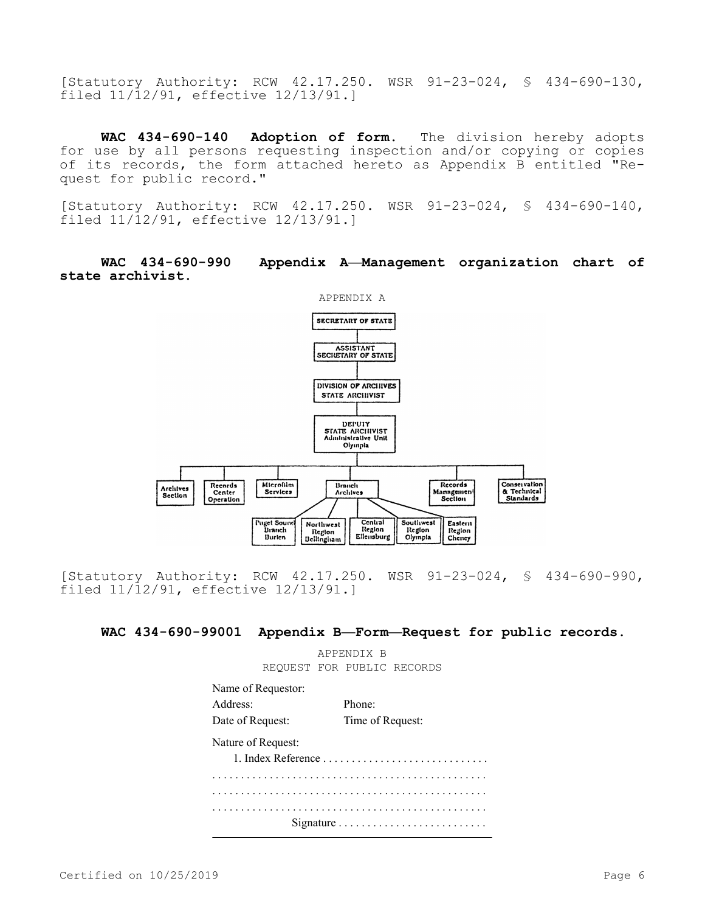[Statutory Authority: RCW 42.17.250. WSR 91-23-024, § 434-690-130, filed 11/12/91, effective 12/13/91.]

**WAC 434-690-140 Adoption of form.** The division hereby adopts for use by all persons requesting inspection and/or copying or copies of its records, the form attached hereto as Appendix B entitled "Request for public record."

[Statutory Authority: RCW 42.17.250. WSR 91-23-024, § 434-690-140, filed 11/12/91, effective 12/13/91.]

**WAC 434-690-990 Appendix A—Management organization chart of state archivist.**

APPENDIX A

SECRETARY OF STATE

ASSISTANT SECRETARY OF STATE

DIVISION OF ARCHIVES STATE ARCHIVIST

DEPUTY STATE ARCHIVIST Administrative Unit Olympia

Archives Section | Records Center Operation | Microfilm Services | Branch Archives | Records Management Section | Conservation & Technical Standards

Branch Archives: Puget Sound Branch Burien | Northwest Region Bellingham | Central Region Ellensburg | Southwest Region Olympia | Eastern Region Cheney

[Statutory Authority: RCW 42.17.250. WSR 91-23-024, § 434-690-990, filed 11/12/91, effective 12/13/91.]

**WAC 434-690-99001 Appendix B—Form—Request for public records.**

APPENDIX B
REQUEST FOR PUBLIC RECORDS

Name of Requestor:

Address: Phone:

Date of Request: Time of Request:

Nature of Request:

1. Index Reference . . . . . . . . . . . . . . . . . . . . . . . . . . . .

. . . . . . . . . . . . . . . . . . . . . . . . . . . . . . . . . . . . . . . . . . . . . .

. . . . . . . . . . . . . . . . . . . . . . . . . . . . . . . . . . . . . . . . . . . . . .

. . . . . . . . . . . . . . . . . . . . . . . . . . . . . . . . . . . . . . . . . . . . . .

Signature . . . . . . . . . . . . . . . . . . . . . . . . .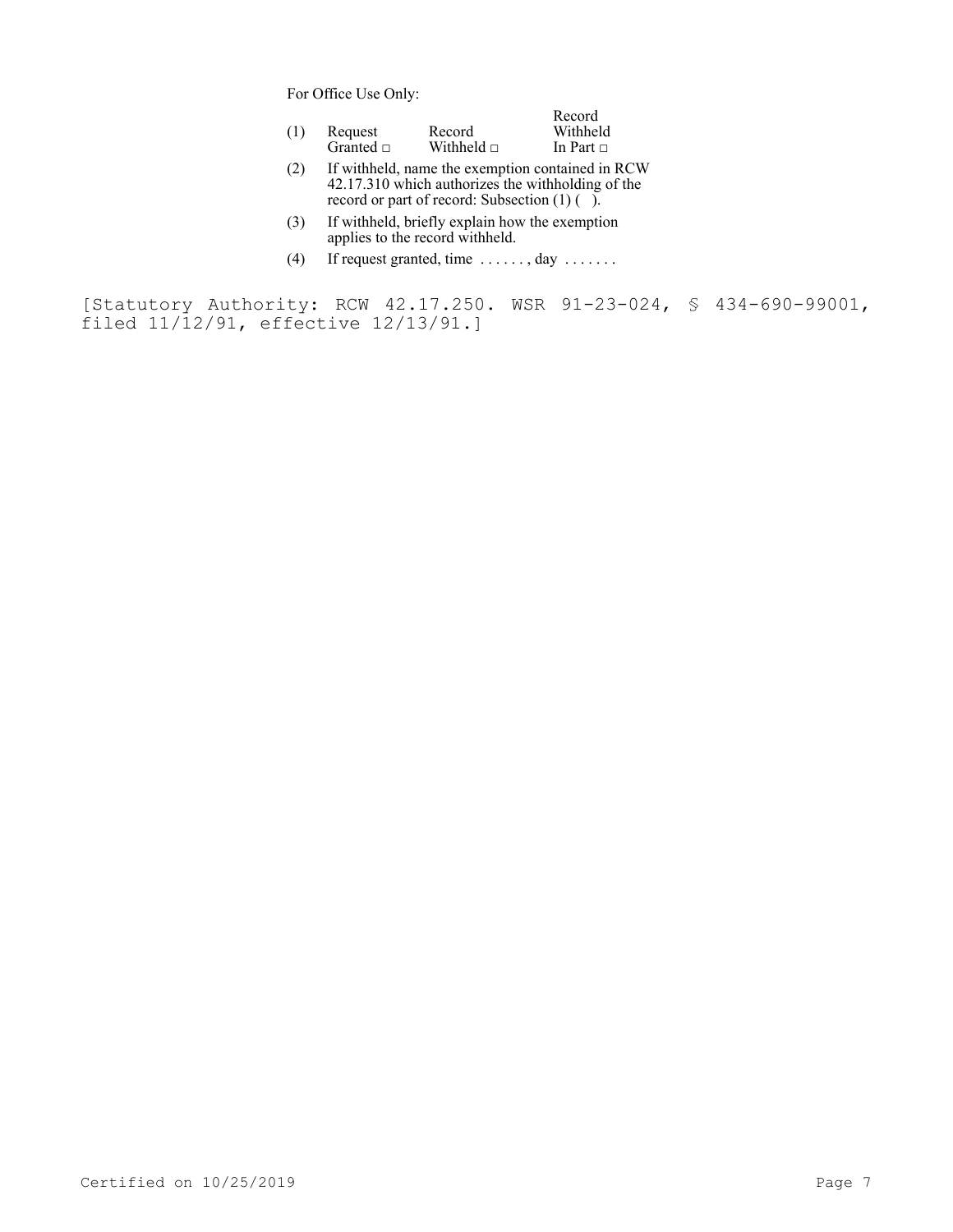For Office Use Only:

(1) Request Granted □ Record Withheld □ Record Withheld In Part □

(2) If withheld, name the exemption contained in RCW 42.17.310 which authorizes the withholding of the record or part of record: Subsection (1) ( ).

(3) If withheld, briefly explain how the exemption applies to the record withheld.

(4) If request granted, time . . . . . . , day . . . . . . .

[Statutory Authority: RCW 42.17.250. WSR 91-23-024, § 434-690-99001, filed 11/12/91, effective 12/13/91.]